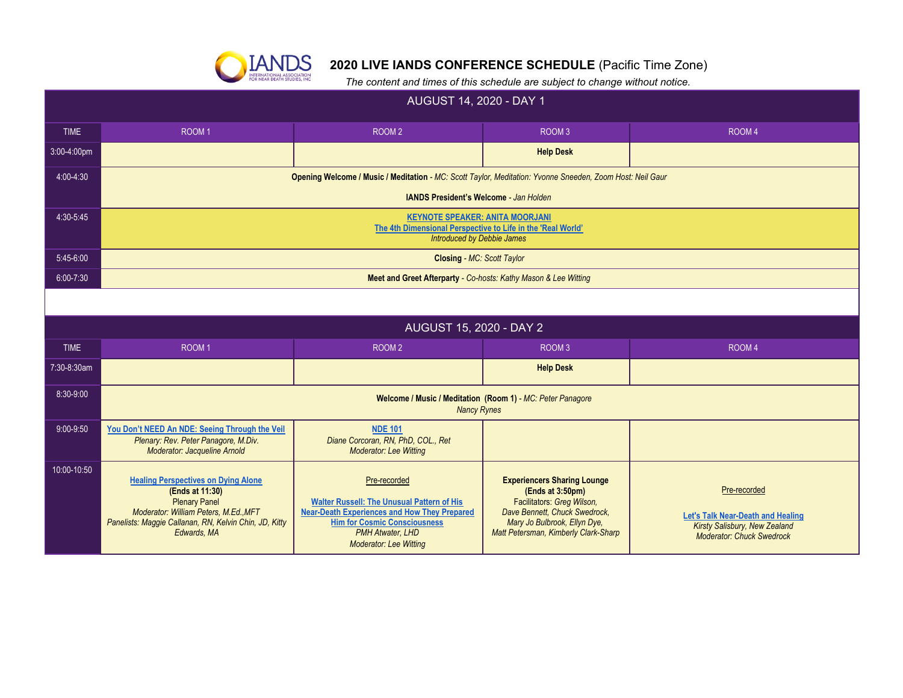# 2020 LIVE IANDS CONFERENCE SCHEDULE (Pacific Time Zone)

*The content and times of this schedule are subject to change without notice.*

## AUGUST 14, 2020 - DAY 1

| TIME | ROOM 1 | ROOM 2 | ROOM 3 | ROOM 4 |
|---|---|---|---|---|
| 3:00-4:00pm | | | **Help Desk** | |
| 4:00-4:30 | **Opening Welcome / Music / Meditation** - *MC: Scott Taylor, Meditation: Yvonne Sneeden, Zoom Host: Neil Gaur*<br><br>**IANDS President's Welcome** - *Jan Holden* | | | |
| 4:30-5:45 | **KEYNOTE SPEAKER: ANITA MOORJANI**<br>**The 4th Dimensional Perspective to Life in the 'Real World'**<br>*Introduced by Debbie James* | | | |
| 5:45-6:00 | **Closing** - *MC: Scott Taylor* | | | |
| 6:00-7:30 | **Meet and Greet Afterparty** - *Co-hosts: Kathy Mason & Lee Witting* | | | |

## AUGUST 15, 2020 - DAY 2

| TIME | ROOM 1 | ROOM 2 | ROOM 3 | ROOM 4 |
|---|---|---|---|---|
| 7:30-8:30am | | | **Help Desk** | |
| 8:30-9:00 | **Welcome / Music / Meditation (Room 1)** - *MC: Peter Panagore*<br>*Nancy Rynes* | | | |
| 9:00-9:50 | **You Don't NEED An NDE: Seeing Through the Veil**<br>*Plenary: Rev. Peter Panagore, M.Div.*<br>*Moderator: Jacqueline Arnold* | **NDE 101**<br>*Diane Corcoran, RN, PhD, COL., Ret*<br>*Moderator: Lee Witting* | | |
| 10:00-10:50 | **Healing Perspectives on Dying Alone**<br>**(Ends at 11:30)**<br>Plenary Panel<br>*Moderator: William Peters, M.Ed.,MFT*<br>*Panelists: Maggie Callanan, RN, Kelvin Chin, JD, Kitty Edwards, MA* | Pre-recorded<br><br>**Walter Russell: The Unusual Pattern of His Near-Death Experiences and How They Prepared Him for Cosmic Consciousness**<br>*PMH Atwater, LHD*<br>*Moderator: Lee Witting* | **Experiencers Sharing Lounge**<br>**(Ends at 3:50pm)**<br>Facilitators: *Greg Wilson, Dave Bennett, Chuck Swedrock, Mary Jo Bulbrook, Ellyn Dye, Matt Petersman, Kimberly Clark-Sharp* | Pre-recorded<br><br>**Let's Talk Near-Death and Healing**<br>*Kirsty Salisbury, New Zealand*<br>*Moderator: Chuck Swedrock* |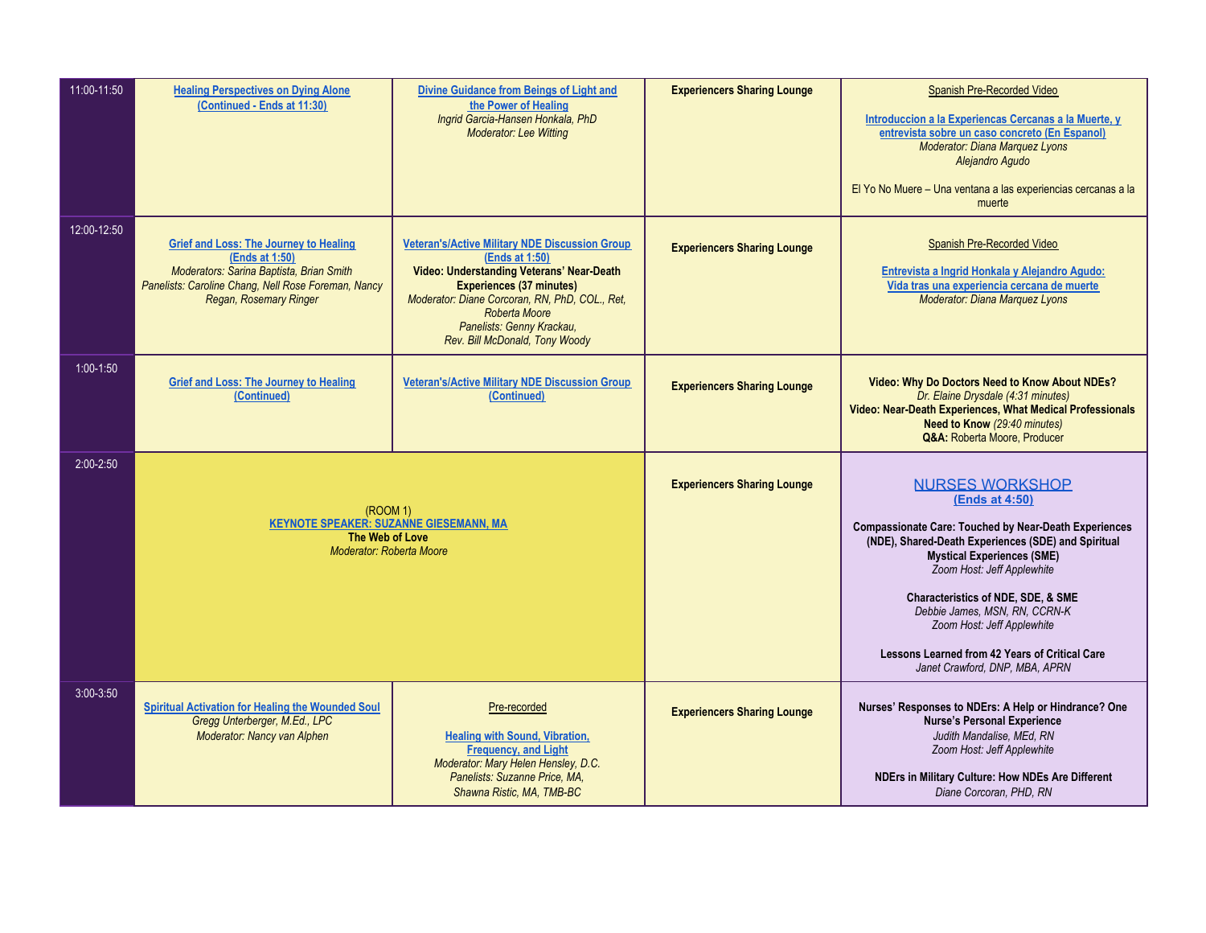| | | | | |
|---|---|---|---|---|
| 11:00-11:50 | **Healing Perspectives on Dying Alone (Continued - Ends at 11:30)** | **Divine Guidance from Beings of Light and the Power of Healing**<br>*Ingrid Garcia-Hansen Honkala, PhD*<br>*Moderator: Lee Witting* | **Experiencers Sharing Lounge** | Spanish Pre-Recorded Video<br><br>**Introduccion a la Experiencas Cercanas a la Muerte, y entrevista sobre un caso concreto (En Espanol)**<br>*Moderator: Diana Marquez Lyons*<br>*Alejandro Agudo*<br><br>El Yo No Muere – Una ventana a las experiencias cercanas a la muerte |
| 12:00-12:50 | **Grief and Loss: The Journey to Healing (Ends at 1:50)**<br>*Moderators: Sarina Baptista, Brian Smith*<br>*Panelists: Caroline Chang, Nell Rose Foreman, Nancy Regan, Rosemary Ringer* | **Veteran's/Active Military NDE Discussion Group (Ends at 1:50)**<br>**Video: Understanding Veterans' Near-Death Experiences (37 minutes)**<br>*Moderator: Diane Corcoran, RN, PhD, COL., Ret, Roberta Moore*<br>*Panelists: Genny Krackau, Rev. Bill McDonald, Tony Woody* | **Experiencers Sharing Lounge** | Spanish Pre-Recorded Video<br><br>**Entrevista a Ingrid Honkala y Alejandro Agudo: Vida tras una experiencia cercana de muerte**<br>*Moderator: Diana Marquez Lyons* |
| 1:00-1:50 | **Grief and Loss: The Journey to Healing (Continued)** | **Veteran's/Active Military NDE Discussion Group (Continued)** | **Experiencers Sharing Lounge** | **Video: Why Do Doctors Need to Know About NDEs?**<br>*Dr. Elaine Drysdale (4:31 minutes)*<br>**Video: Near-Death Experiences, What Medical Professionals Need to Know** *(29:40 minutes)*<br>**Q&A:** Roberta Moore, Producer |
| 2:00-2:50 | (ROOM 1)<br>**KEYNOTE SPEAKER: SUZANNE GIESEMANN, MA**<br>**The Web of Love**<br>*Moderator: Roberta Moore* | | **Experiencers Sharing Lounge** | NURSES WORKSHOP<br>**(Ends at 4:50)**<br><br>**Compassionate Care: Touched by Near-Death Experiences (NDE), Shared-Death Experiences (SDE) and Spiritual Mystical Experiences (SME)**<br>*Zoom Host: Jeff Applewhite*<br><br>**Characteristics of NDE, SDE, & SME**<br>*Debbie James, MSN, RN, CCRN-K*<br>*Zoom Host: Jeff Applewhite*<br><br>**Lessons Learned from 42 Years of Critical Care**<br>*Janet Crawford, DNP, MBA, APRN* |
| 3:00-3:50 | **Spiritual Activation for Healing the Wounded Soul**<br>*Gregg Unterberger, M.Ed., LPC*<br>*Moderator: Nancy van Alphen* | Pre-recorded<br><br>**Healing with Sound, Vibration, Frequency, and Light**<br>*Moderator: Mary Helen Hensley, D.C.*<br>*Panelists: Suzanne Price, MA, Shawna Ristic, MA, TMB-BC* | **Experiencers Sharing Lounge** | **Nurses' Responses to NDErs: A Help or Hindrance? One Nurse's Personal Experience**<br>*Judith Mandalise, MEd, RN*<br>*Zoom Host: Jeff Applewhite*<br><br>**NDErs in Military Culture: How NDEs Are Different**<br>*Diane Corcoran, PHD, RN* |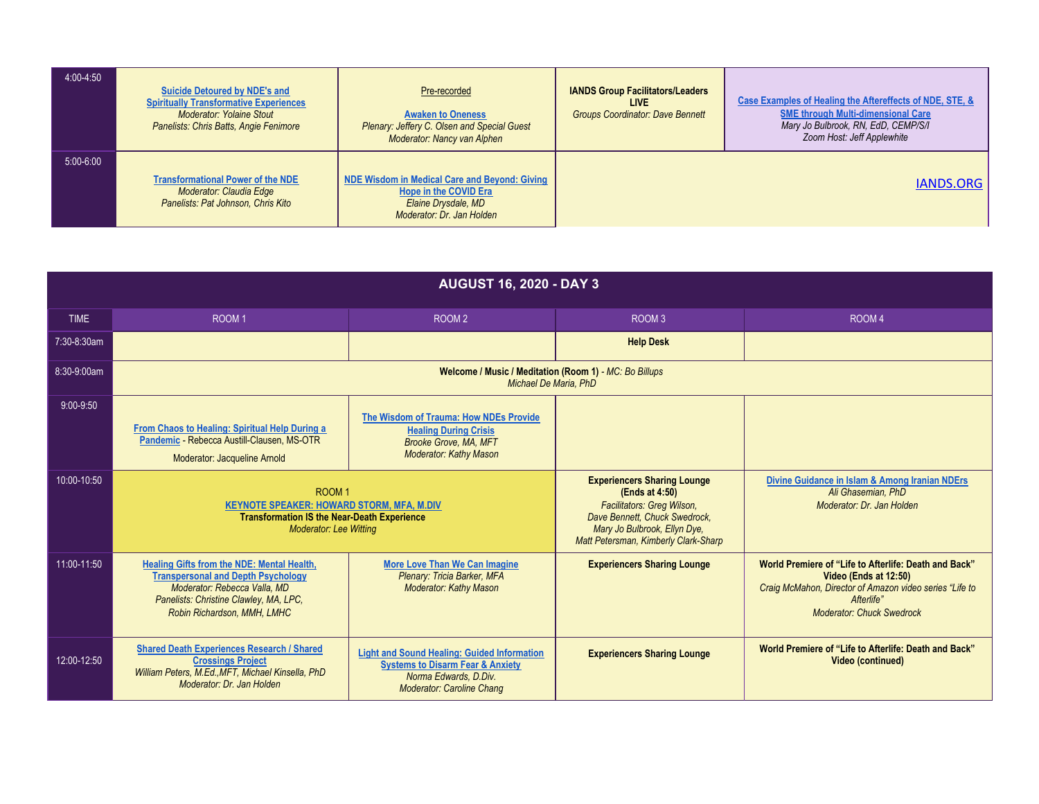| 4:00-4:50 | **Suicide Detoured by NDE's and Spiritually Transformative Experiences**<br>*Moderator: Yolaine Stout*<br>*Panelists: Chris Batts, Angie Fenimore* | Pre-recorded<br><br>**Awaken to Oneness**<br>*Plenary: Jeffery C. Olsen and Special Guest*<br>*Moderator: Nancy van Alphen* | **IANDS Group Facilitators/Leaders LIVE**<br>*Groups Coordinator: Dave Bennett* | **Case Examples of Healing the Aftereffects of NDE, STE, & SME through Multi-dimensional Care**<br>*Mary Jo Bulbrook, RN, EdD, CEMP/S/I*<br>*Zoom Host: Jeff Applewhite* |
|---|---|---|---|---|
| 5:00-6:00 | **Transformational Power of the NDE**<br>*Moderator: Claudia Edge*<br>*Panelists: Pat Johnson, Chris Kito* | **NDE Wisdom in Medical Care and Beyond: Giving Hope in the COVID Era**<br>*Elaine Drysdale, MD*<br>*Moderator: Dr. Jan Holden* | IANDS.ORG | |

## AUGUST 16, 2020 - DAY 3

| TIME | ROOM 1 | ROOM 2 | ROOM 3 | ROOM 4 |
|---|---|---|---|---|
| 7:30-8:30am | | | **Help Desk** | |
| 8:30-9:00am | **Welcome / Music / Meditation (Room 1)** - *MC: Bo Billups*<br>*Michael De Maria, PhD* | | | |
| 9:00-9:50 | **From Chaos to Healing: Spiritual Help During a Pandemic** - Rebecca Austill-Clausen, MS-OTR<br>Moderator: Jacqueline Arnold | **The Wisdom of Trauma: How NDEs Provide Healing During Crisis**<br>*Brooke Grove, MA, MFT*<br>*Moderator: Kathy Mason* | | |
| 10:00-10:50 | ROOM 1<br>**KEYNOTE SPEAKER: HOWARD STORM, MFA, M.DIV**<br>**Transformation IS the Near-Death Experience**<br>*Moderator: Lee Witting* | | **Experiencers Sharing Lounge (Ends at 4:50)**<br>*Facilitators: Greg Wilson, Dave Bennett, Chuck Swedrock, Mary Jo Bulbrook, Ellyn Dye, Matt Petersman, Kimberly Clark-Sharp* | **Divine Guidance in Islam & Among Iranian NDErs**<br>*Ali Ghasemian, PhD*<br>*Moderator: Dr. Jan Holden* |
| 11:00-11:50 | **Healing Gifts from the NDE: Mental Health, Transpersonal and Depth Psychology**<br>*Moderator: Rebecca Valla, MD*<br>*Panelists: Christine Clawley, MA, LPC, Robin Richardson, MMH, LMHC* | **More Love Than We Can Imagine**<br>*Plenary: Tricia Barker, MFA*<br>*Moderator: Kathy Mason* | **Experiencers Sharing Lounge** | **World Premiere of "Life to Afterlife: Death and Back" Video (Ends at 12:50)**<br>*Craig McMahon, Director of Amazon video series "Life to Afterlife"*<br>*Moderator: Chuck Swedrock* |
| 12:00-12:50 | **Shared Death Experiences Research / Shared Crossings Project**<br>*William Peters, M.Ed.,MFT, Michael Kinsella, PhD*<br>*Moderator: Dr. Jan Holden* | **Light and Sound Healing: Guided Information Systems to Disarm Fear & Anxiety**<br>*Norma Edwards, D.Div.*<br>*Moderator: Caroline Chang* | **Experiencers Sharing Lounge** | **World Premiere of "Life to Afterlife: Death and Back" Video (continued)** |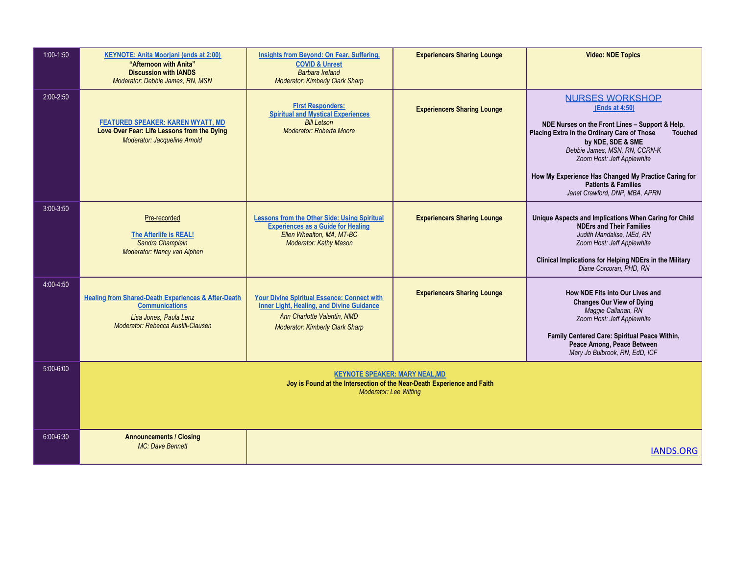| | | | | |
|---|---|---|---|---|
| 1:00-1:50 | **KEYNOTE: Anita Moorjani (ends at 2:00)**<br>**"Afternoon with Anita"**<br>**Discussion with IANDS**<br>*Moderator: Debbie James, RN, MSN* | **Insights from Beyond: On Fear, Suffering, COVID & Unrest**<br>*Barbara Ireland*<br>*Moderator: Kimberly Clark Sharp* | **Experiencers Sharing Lounge** | **Video: NDE Topics** |
| 2:00-2:50 | **FEATURED SPEAKER: KAREN WYATT, MD**<br>**Love Over Fear: Life Lessons from the Dying**<br>*Moderator: Jacqueline Arnold* | **First Responders: Spiritual and Mystical Experiences**<br>*Bill Letson*<br>*Moderator: Roberta Moore* | **Experiencers Sharing Lounge** | NURSES WORKSHOP<br>**(Ends at 4:50)**<br>**NDE Nurses on the Front Lines – Support & Help. Placing Extra in the Ordinary Care of Those Touched by NDE, SDE & SME**<br>*Debbie James, MSN, RN, CCRN-K*<br>*Zoom Host: Jeff Applewhite*<br>**How My Experience Has Changed My Practice Caring for Patients & Families**<br>*Janet Crawford, DNP, MBA, APRN* |
| 3:00-3:50 | Pre-recorded<br>**The Afterlife is REAL!**<br>*Sandra Champlain*<br>*Moderator: Nancy van Alphen* | **Lessons from the Other Side: Using Spiritual Experiences as a Guide for Healing**<br>*Ellen Whealton, MA, MT-BC*<br>*Moderator: Kathy Mason* | **Experiencers Sharing Lounge** | **Unique Aspects and Implications When Caring for Child NDErs and Their Families**<br>*Judith Mandalise, MEd, RN*<br>*Zoom Host: Jeff Applewhite*<br>**Clinical Implications for Helping NDErs in the Military**<br>*Diane Corcoran, PHD, RN* |
| 4:00-4:50 | **Healing from Shared-Death Experiences & After-Death Communications**<br>*Lisa Jones, Paula Lenz*<br>*Moderator: Rebecca Austill-Clausen* | **Your Divine Spiritual Essence: Connect with Inner Light, Healing, and Divine Guidance**<br>*Ann Charlotte Valentin, NMD*<br>*Moderator: Kimberly Clark Sharp* | **Experiencers Sharing Lounge** | **How NDE Fits into Our Lives and Changes Our View of Dying**<br>*Maggie Callanan, RN*<br>*Zoom Host: Jeff Applewhite*<br>**Family Centered Care: Spiritual Peace Within, Peace Among, Peace Between**<br>*Mary Jo Bulbrook, RN, EdD, ICF* |
| 5:00-6:00 | **KEYNOTE SPEAKER: MARY NEAL,MD**<br>**Joy is Found at the Intersection of the Near-Death Experience and Faith**<br>*Moderator: Lee Witting* | | | |
| 6:00-6:30 | **Announcements / Closing**<br>*MC: Dave Bennett* | IANDS.ORG | | |